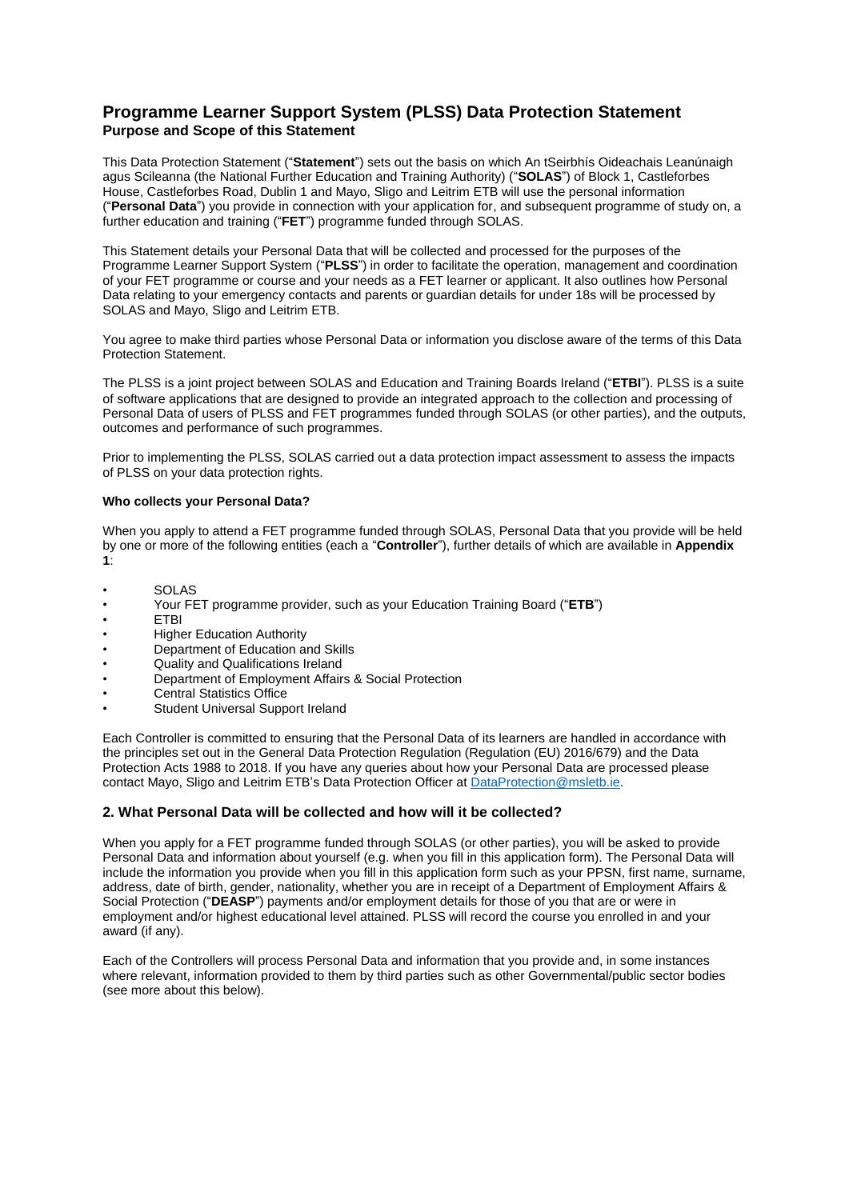# Programme Learner Support System (PLSS) Data Protection Statement

## Purpose and Scope of this Statement

This Data Protection Statement ("**Statement**") sets out the basis on which An tSeirbhís Oideachais Leanúnaigh agus Scileanna (the National Further Education and Training Authority) ("**SOLAS**") of Block 1, Castleforbes House, Castleforbes Road, Dublin 1 and Mayo, Sligo and Leitrim ETB will use the personal information ("**Personal Data**") you provide in connection with your application for, and subsequent programme of study on, a further education and training ("**FET**") programme funded through SOLAS.

This Statement details your Personal Data that will be collected and processed for the purposes of the Programme Learner Support System ("**PLSS**") in order to facilitate the operation, management and coordination of your FET programme or course and your needs as a FET learner or applicant. It also outlines how Personal Data relating to your emergency contacts and parents or guardian details for under 18s will be processed by SOLAS and Mayo, Sligo and Leitrim ETB.

You agree to make third parties whose Personal Data or information you disclose aware of the terms of this Data Protection Statement.

The PLSS is a joint project between SOLAS and Education and Training Boards Ireland ("**ETBI**"). PLSS is a suite of software applications that are designed to provide an integrated approach to the collection and processing of Personal Data of users of PLSS and FET programmes funded through SOLAS (or other parties), and the outputs, outcomes and performance of such programmes.

Prior to implementing the PLSS, SOLAS carried out a data protection impact assessment to assess the impacts of PLSS on your data protection rights.

**Who collects your Personal Data?**

When you apply to attend a FET programme funded through SOLAS, Personal Data that you provide will be held by one or more of the following entities (each a "**Controller**"), further details of which are available in **Appendix 1**:

- SOLAS
- Your FET programme provider, such as your Education Training Board ("**ETB**")
- ETBI
- Higher Education Authority
- Department of Education and Skills
- Quality and Qualifications Ireland
- Department of Employment Affairs & Social Protection
- Central Statistics Office
- Student Universal Support Ireland

Each Controller is committed to ensuring that the Personal Data of its learners are handled in accordance with the principles set out in the General Data Protection Regulation (Regulation (EU) 2016/679) and the Data Protection Acts 1988 to 2018. If you have any queries about how your Personal Data are processed please contact Mayo, Sligo and Leitrim ETB's Data Protection Officer at DataProtection@msletb.ie.

### 2. What Personal Data will be collected and how will it be collected?

When you apply for a FET programme funded through SOLAS (or other parties), you will be asked to provide Personal Data and information about yourself (e.g. when you fill in this application form). The Personal Data will include the information you provide when you fill in this application form such as your PPSN, first name, surname, address, date of birth, gender, nationality, whether you are in receipt of a Department of Employment Affairs & Social Protection ("**DEASP**") payments and/or employment details for those of you that are or were in employment and/or highest educational level attained. PLSS will record the course you enrolled in and your award (if any).

Each of the Controllers will process Personal Data and information that you provide and, in some instances where relevant, information provided to them by third parties such as other Governmental/public sector bodies (see more about this below).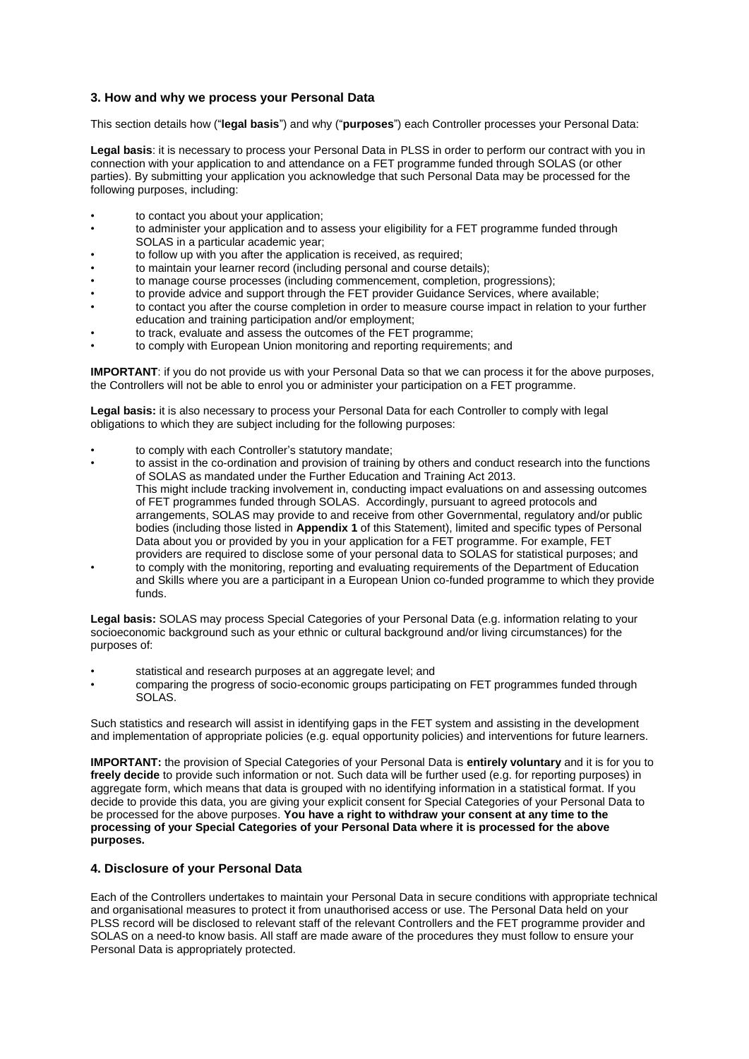## 3. How and why we process your Personal Data

This section details how ("**legal basis**") and why ("**purposes**") each Controller processes your Personal Data:

**Legal basis**: it is necessary to process your Personal Data in PLSS in order to perform our contract with you in connection with your application to and attendance on a FET programme funded through SOLAS (or other parties). By submitting your application you acknowledge that such Personal Data may be processed for the following purposes, including:

- to contact you about your application;
- to administer your application and to assess your eligibility for a FET programme funded through SOLAS in a particular academic year;
- to follow up with you after the application is received, as required;
- to maintain your learner record (including personal and course details);
- to manage course processes (including commencement, completion, progressions);
- to provide advice and support through the FET provider Guidance Services, where available;
- to contact you after the course completion in order to measure course impact in relation to your further education and training participation and/or employment;
- to track, evaluate and assess the outcomes of the FET programme;
- to comply with European Union monitoring and reporting requirements; and

**IMPORTANT**: if you do not provide us with your Personal Data so that we can process it for the above purposes, the Controllers will not be able to enrol you or administer your participation on a FET programme.

**Legal basis:** it is also necessary to process your Personal Data for each Controller to comply with legal obligations to which they are subject including for the following purposes:

- to comply with each Controller's statutory mandate;
- to assist in the co-ordination and provision of training by others and conduct research into the functions of SOLAS as mandated under the Further Education and Training Act 2013.
  This might include tracking involvement in, conducting impact evaluations on and assessing outcomes of FET programmes funded through SOLAS. Accordingly, pursuant to agreed protocols and arrangements, SOLAS may provide to and receive from other Governmental, regulatory and/or public bodies (including those listed in **Appendix 1** of this Statement), limited and specific types of Personal Data about you or provided by you in your application for a FET programme. For example, FET providers are required to disclose some of your personal data to SOLAS for statistical purposes; and
- to comply with the monitoring, reporting and evaluating requirements of the Department of Education and Skills where you are a participant in a European Union co-funded programme to which they provide funds.

**Legal basis:** SOLAS may process Special Categories of your Personal Data (e.g. information relating to your socioeconomic background such as your ethnic or cultural background and/or living circumstances) for the purposes of:

- statistical and research purposes at an aggregate level; and
- comparing the progress of socio-economic groups participating on FET programmes funded through SOLAS.

Such statistics and research will assist in identifying gaps in the FET system and assisting in the development and implementation of appropriate policies (e.g. equal opportunity policies) and interventions for future learners.

**IMPORTANT:** the provision of Special Categories of your Personal Data is **entirely voluntary** and it is for you to **freely decide** to provide such information or not. Such data will be further used (e.g. for reporting purposes) in aggregate form, which means that data is grouped with no identifying information in a statistical format. If you decide to provide this data, you are giving your explicit consent for Special Categories of your Personal Data to be processed for the above purposes. **You have a right to withdraw your consent at any time to the processing of your Special Categories of your Personal Data where it is processed for the above purposes.**

## 4. Disclosure of your Personal Data

Each of the Controllers undertakes to maintain your Personal Data in secure conditions with appropriate technical and organisational measures to protect it from unauthorised access or use. The Personal Data held on your PLSS record will be disclosed to relevant staff of the relevant Controllers and the FET programme provider and SOLAS on a need-to know basis. All staff are made aware of the procedures they must follow to ensure your Personal Data is appropriately protected.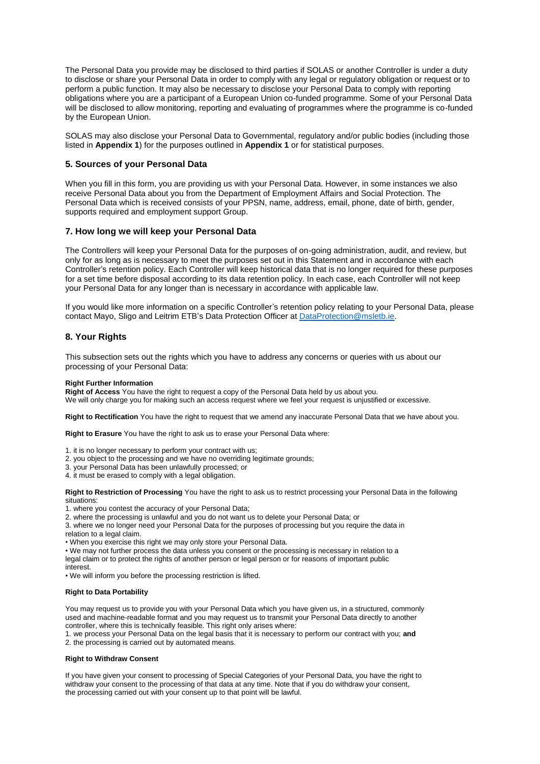The Personal Data you provide may be disclosed to third parties if SOLAS or another Controller is under a duty to disclose or share your Personal Data in order to comply with any legal or regulatory obligation or request or to perform a public function. It may also be necessary to disclose your Personal Data to comply with reporting obligations where you are a participant of a European Union co-funded programme. Some of your Personal Data will be disclosed to allow monitoring, reporting and evaluating of programmes where the programme is co-funded by the European Union.

SOLAS may also disclose your Personal Data to Governmental, regulatory and/or public bodies (including those listed in **Appendix 1**) for the purposes outlined in **Appendix 1** or for statistical purposes.

## 5. Sources of your Personal Data

When you fill in this form, you are providing us with your Personal Data. However, in some instances we also receive Personal Data about you from the Department of Employment Affairs and Social Protection. The Personal Data which is received consists of your PPSN, name, address, email, phone, date of birth, gender, supports required and employment support Group.

## 7. How long we will keep your Personal Data

The Controllers will keep your Personal Data for the purposes of on-going administration, audit, and review, but only for as long as is necessary to meet the purposes set out in this Statement and in accordance with each Controller's retention policy. Each Controller will keep historical data that is no longer required for these purposes for a set time before disposal according to its data retention policy. In each case, each Controller will not keep your Personal Data for any longer than is necessary in accordance with applicable law.

If you would like more information on a specific Controller's retention policy relating to your Personal Data, please contact Mayo, Sligo and Leitrim ETB's Data Protection Officer at DataProtection@msletb.ie.

## 8. Your Rights

This subsection sets out the rights which you have to address any concerns or queries with us about our processing of your Personal Data:

**Right Further Information**

**Right of Access** You have the right to request a copy of the Personal Data held by us about you.
We will only charge you for making such an access request where we feel your request is unjustified or excessive.

**Right to Rectification** You have the right to request that we amend any inaccurate Personal Data that we have about you.

**Right to Erasure** You have the right to ask us to erase your Personal Data where:

1. it is no longer necessary to perform your contract with us;
2. you object to the processing and we have no overriding legitimate grounds;
3. your Personal Data has been unlawfully processed; or
4. it must be erased to comply with a legal obligation.

**Right to Restriction of Processing** You have the right to ask us to restrict processing your Personal Data in the following situations:

1. where you contest the accuracy of your Personal Data;
2. where the processing is unlawful and you do not want us to delete your Personal Data; or
3. where we no longer need your Personal Data for the purposes of processing but you require the data in relation to a legal claim.

- When you exercise this right we may only store your Personal Data.
- We may not further process the data unless you consent or the processing is necessary in relation to a legal claim or to protect the rights of another person or legal person or for reasons of important public interest.
- We will inform you before the processing restriction is lifted.

**Right to Data Portability**

You may request us to provide you with your Personal Data which you have given us, in a structured, commonly used and machine-readable format and you may request us to transmit your Personal Data directly to another controller, where this is technically feasible. This right only arises where:

1. we process your Personal Data on the legal basis that it is necessary to perform our contract with you; **and**
2. the processing is carried out by automated means.

**Right to Withdraw Consent**

If you have given your consent to processing of Special Categories of your Personal Data, you have the right to withdraw your consent to the processing of that data at any time. Note that if you do withdraw your consent, the processing carried out with your consent up to that point will be lawful.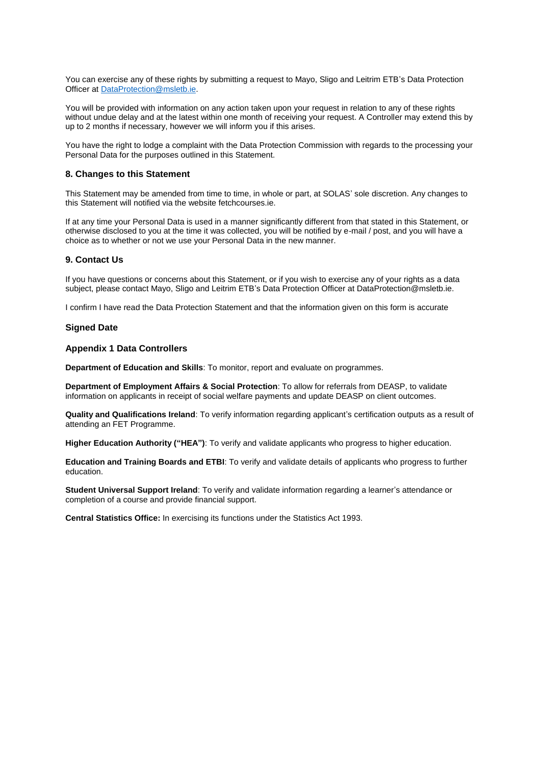You can exercise any of these rights by submitting a request to Mayo, Sligo and Leitrim ETB's Data Protection Officer at [DataProtection@msletb.ie](mailto:DataProtection@msletb.ie).

You will be provided with information on any action taken upon your request in relation to any of these rights without undue delay and at the latest within one month of receiving your request. A Controller may extend this by up to 2 months if necessary, however we will inform you if this arises.

You have the right to lodge a complaint with the Data Protection Commission with regards to the processing your Personal Data for the purposes outlined in this Statement.

### 8. Changes to this Statement

This Statement may be amended from time to time, in whole or part, at SOLAS' sole discretion. Any changes to this Statement will notified via the website fetchcourses.ie.

If at any time your Personal Data is used in a manner significantly different from that stated in this Statement, or otherwise disclosed to you at the time it was collected, you will be notified by e-mail / post, and you will have a choice as to whether or not we use your Personal Data in the new manner.

### 9. Contact Us

If you have questions or concerns about this Statement, or if you wish to exercise any of your rights as a data subject, please contact Mayo, Sligo and Leitrim ETB's Data Protection Officer at DataProtection@msletb.ie.

I confirm I have read the Data Protection Statement and that the information given on this form is accurate

**Signed Date**

### Appendix 1 Data Controllers

**Department of Education and Skills**: To monitor, report and evaluate on programmes.

**Department of Employment Affairs & Social Protection**: To allow for referrals from DEASP, to validate information on applicants in receipt of social welfare payments and update DEASP on client outcomes.

**Quality and Qualifications Ireland**: To verify information regarding applicant's certification outputs as a result of attending an FET Programme.

**Higher Education Authority ("HEA")**: To verify and validate applicants who progress to higher education.

**Education and Training Boards and ETBI**: To verify and validate details of applicants who progress to further education.

**Student Universal Support Ireland**: To verify and validate information regarding a learner's attendance or completion of a course and provide financial support.

**Central Statistics Office:** In exercising its functions under the Statistics Act 1993.